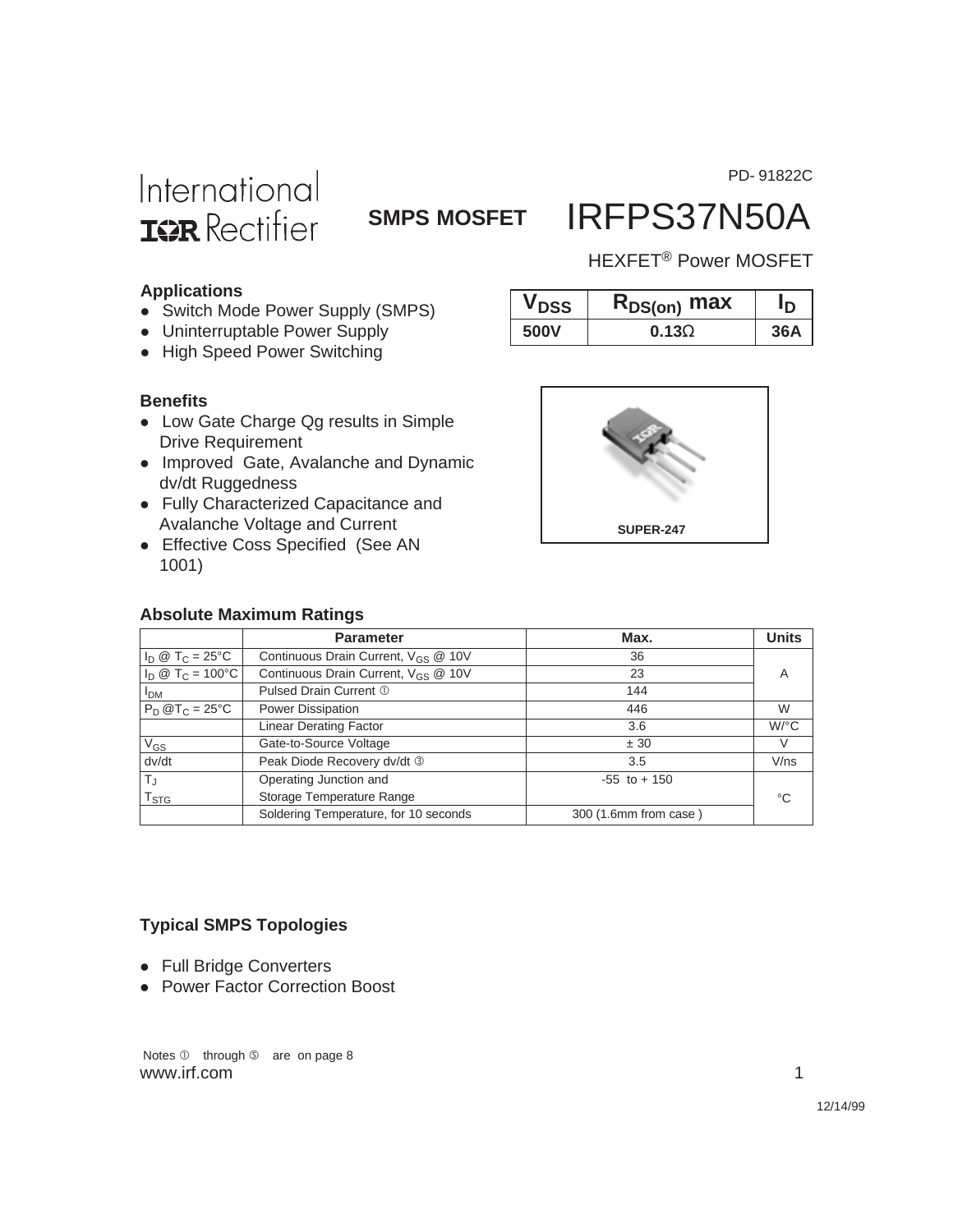PD- 91822C

International IOR Rectifier

**SMPS MOSFET**

# IRFPS37N50A

HEXFET® Power MOSFET

### Applications

- Switch Mode Power Supply (SMPS)
- Uninterruptable Power Supply
- High Speed Power Switching

| $V_{DSS}$ | $R_{DS(on)}$ max | $I_D$ |
|---|---|---|
| 500V | 0.13Ω | 36A |

### Benefits

- Low Gate Charge Qg results in Simple Drive Requirement
- Improved Gate, Avalanche and Dynamic dv/dt Ruggedness
- Fully Characterized Capacitance and Avalanche Voltage and Current
- Effective Coss Specified (See AN 1001)

SUPER-247

### Absolute Maximum Ratings

| | Parameter | Max. | Units |
|---|---|---|---|
| $I_D$ @ $T_C$ = 25°C | Continuous Drain Current, $V_{GS}$ @ 10V | 36 | A |
| $I_D$ @ $T_C$ = 100°C | Continuous Drain Current, $V_{GS}$ @ 10V | 23 | |
| $I_{DM}$ | Pulsed Drain Current ① | 144 | |
| $P_D$ @$T_C$ = 25°C | Power Dissipation | 446 | W |
| | Linear Derating Factor | 3.6 | W/°C |
| $V_{GS}$ | Gate-to-Source Voltage | ± 30 | V |
| dv/dt | Peak Diode Recovery dv/dt ③ | 3.5 | V/ns |
| $T_J$ <br> $T_{STG}$ | Operating Junction and <br> Storage Temperature Range | -55 to + 150 | °C |
| | Soldering Temperature, for 10 seconds | 300 (1.6mm from case ) | |

### Typical SMPS Topologies

- Full Bridge Converters
- Power Factor Correction Boost

Notes ① through ⑤ are on page 8

www.irf.com

12/14/99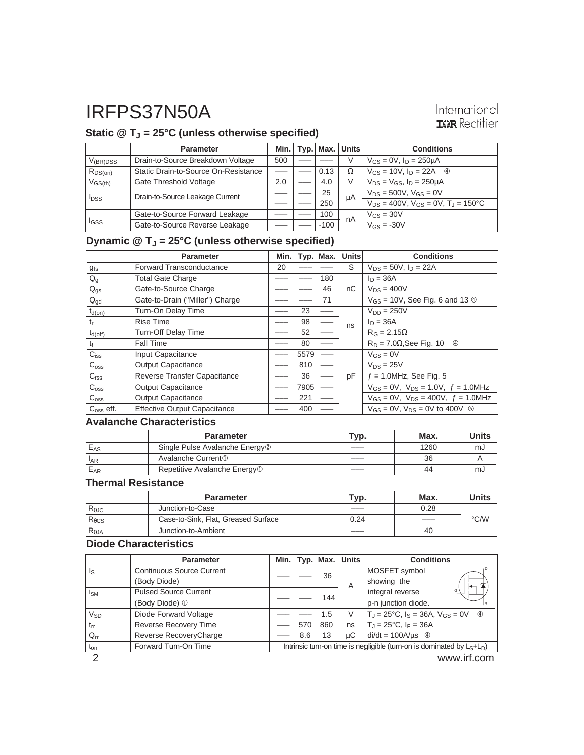# IRFPS37N50A

## Static @ $T_J$ = 25°C (unless otherwise specified)

| | Parameter | Min. | Typ. | Max. | Units | Conditions |
|---|---|---|---|---|---|---|
| $V_{(BR)DSS}$ | Drain-to-Source Breakdown Voltage | 500 | —— | —— | V | $V_{GS}$ = 0V, $I_D$ = 250μA |
| $R_{DS(on)}$ | Static Drain-to-Source On-Resistance | —— | —— | 0.13 | Ω | $V_{GS}$ = 10V, $I_D$ = 22A ④ |
| $V_{GS(th)}$ | Gate Threshold Voltage | 2.0 | —— | 4.0 | V | $V_{DS}$ = $V_{GS}$, $I_D$ = 250μA |
| $I_{DSS}$ | Drain-to-Source Leakage Current | —— | —— | 25 | μA | $V_{DS}$ = 500V, $V_{GS}$ = 0V |
| | | —— | —— | 250 | | $V_{DS}$ = 400V, $V_{GS}$ = 0V, $T_J$ = 150°C |
| $I_{GSS}$ | Gate-to-Source Forward Leakage | —— | —— | 100 | nA | $V_{GS}$ = 30V |
| | Gate-to-Source Reverse Leakage | —— | —— | -100 | | $V_{GS}$ = -30V |

## Dynamic @ $T_J$ = 25°C (unless otherwise specified)

| | Parameter | Min. | Typ. | Max. | Units | Conditions |
|---|---|---|---|---|---|---|
| $g_{fs}$ | Forward Transconductance | 20 | —— | —— | S | $V_{DS}$ = 50V, $I_D$ = 22A |
| $Q_g$ | Total Gate Charge | —— | —— | 180 | nC | $I_D$ = 36A |
| $Q_{gs}$ | Gate-to-Source Charge | —— | —— | 46 | | $V_{DS}$ = 400V |
| $Q_{gd}$ | Gate-to-Drain ("Miller") Charge | —— | —— | 71 | | $V_{GS}$ = 10V, See Fig. 6 and 13 ④ |
| $t_{d(on)}$ | Turn-On Delay Time | —— | 23 | —— | ns | $V_{DD}$ = 250V |
| $t_r$ | Rise Time | —— | 98 | —— | | $I_D$ = 36A |
| $t_{d(off)}$ | Turn-Off Delay Time | —— | 52 | —— | | $R_G$ = 2.15Ω |
| $t_f$ | Fall Time | —— | 80 | —— | | $R_D$ = 7.0Ω,See Fig. 10 ④ |
| $C_{iss}$ | Input Capacitance | —— | 5579 | —— | pF | $V_{GS}$ = 0V |
| $C_{oss}$ | Output Capacitance | —— | 810 | —— | | $V_{DS}$ = 25V |
| $C_{rss}$ | Reverse Transfer Capacitance | —— | 36 | —— | | $f$ = 1.0MHz, See Fig. 5 |
| $C_{oss}$ | Output Capacitance | —— | 7905 | —— | | $V_{GS}$ = 0V, $V_{DS}$ = 1.0V, $f$ = 1.0MHz |
| $C_{oss}$ | Output Capacitance | —— | 221 | —— | | $V_{GS}$ = 0V, $V_{DS}$ = 400V, $f$ = 1.0MHz |
| $C_{oss}$ eff. | Effective Output Capacitance | —— | 400 | —— | | $V_{GS}$ = 0V, $V_{DS}$ = 0V to 400V ⑤ |

## Avalanche Characteristics

| | Parameter | Typ. | Max. | Units |
|---|---|---|---|---|
| $E_{AS}$ | Single Pulse Avalanche Energy② | —— | 1260 | mJ |
| $I_{AR}$ | Avalanche Current① | —— | 36 | A |
| $E_{AR}$ | Repetitive Avalanche Energy① | —— | 44 | mJ |

## Thermal Resistance

| | Parameter | Typ. | Max. | Units |
|---|---|---|---|---|
| $R_{\theta JC}$ | Junction-to-Case | —— | 0.28 | °C/W |
| $R_{\theta CS}$ | Case-to-Sink, Flat, Greased Surface | 0.24 | —— | |
| $R_{\theta JA}$ | Junction-to-Ambient | —— | 40 | |

## Diode Characteristics

| | Parameter | Min. | Typ. | Max. | Units | Conditions |
|---|---|---|---|---|---|---|
| $I_S$ | Continuous Source Current (Body Diode) | —— | —— | 36 | A | MOSFET symbol showing the integral reverse p-n junction diode. |
| $I_{SM}$ | Pulsed Source Current (Body Diode) ① | —— | —— | 144 | | |
| $V_{SD}$ | Diode Forward Voltage | —— | —— | 1.5 | V | $T_J$ = 25°C, $I_S$ = 36A, $V_{GS}$ = 0V ④ |
| $t_{rr}$ | Reverse Recovery Time | —— | 570 | 860 | ns | $T_J$ = 25°C, $I_F$ = 36A |
| $Q_{rr}$ | Reverse RecoveryCharge | —— | 8.6 | 13 | μC | di/dt = 100A/μs ④ |
| $t_{on}$ | Forward Turn-On Time | Intrinsic turn-on time is negligible (turn-on is dominated by $L_S$+$L_D$) | | | | |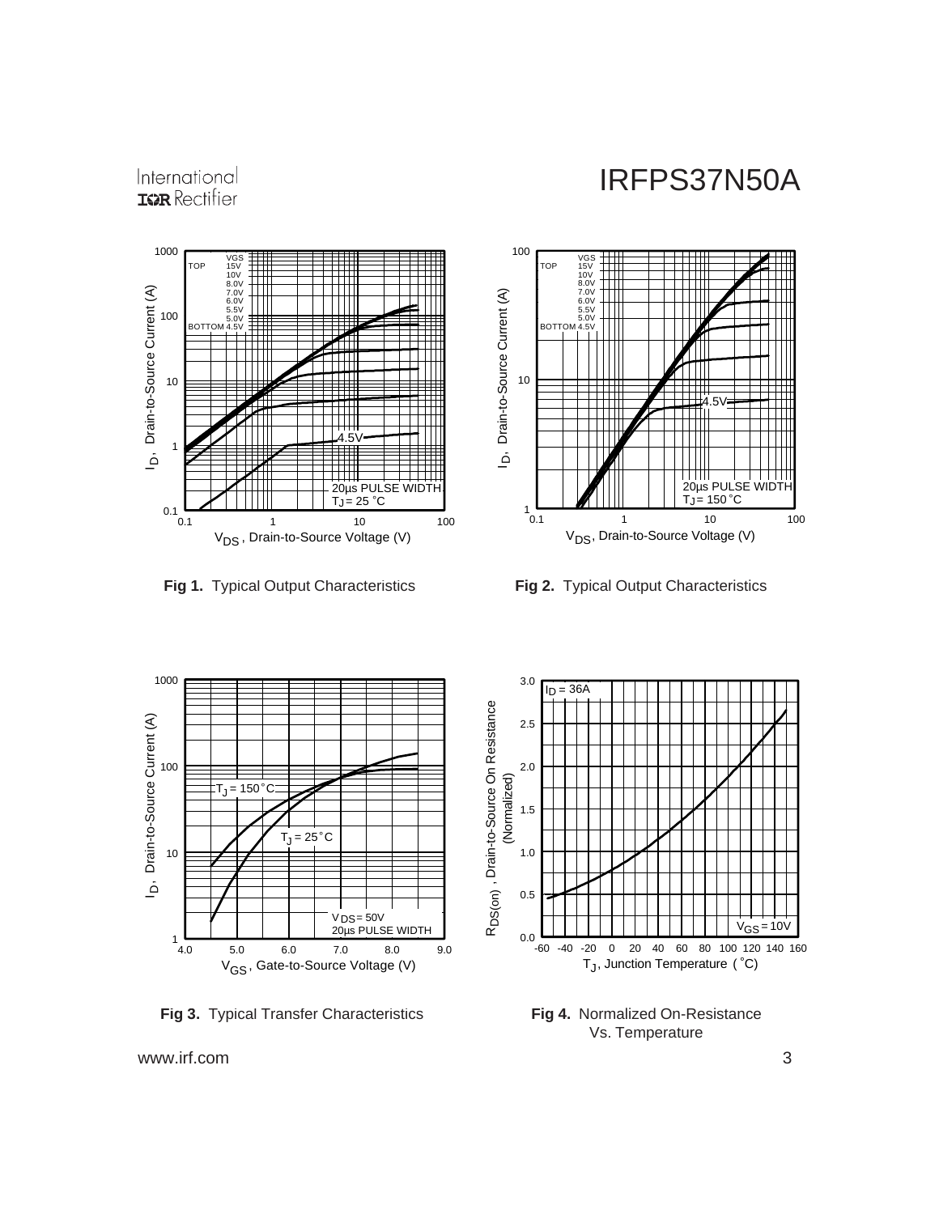**Fig 1.** Typical Output Characteristics

**Fig 2.** Typical Output Characteristics

**Fig 3.** Typical Transfer Characteristics

**Fig 4.** Normalized On-Resistance Vs. Temperature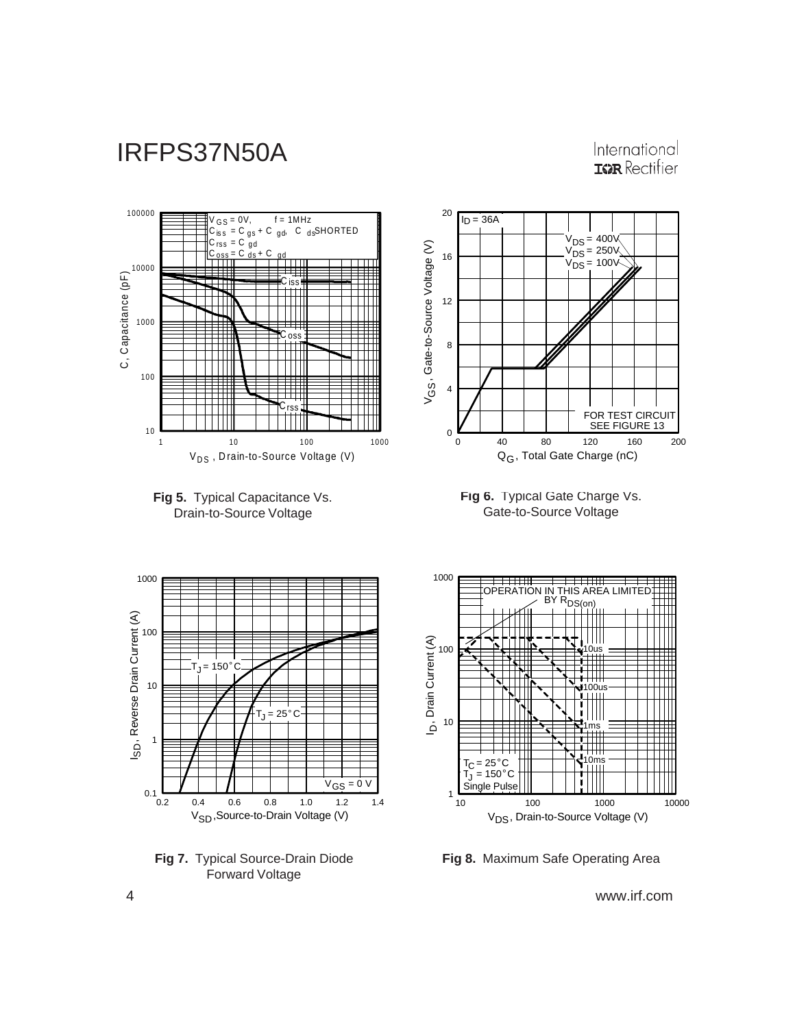$V_{GS}$ = 0V, f = 1MHz
$C_{iss}$ = $C_{gs}$ + $C_{gd}$, $C_{ds}$ SHORTED
$C_{rss}$ = $C_{gd}$
$C_{oss}$ = $C_{ds}$ + $C_{gd}$

**Fig 5.** Typical Capacitance Vs. Drain-to-Source Voltage

$I_D$ = 36A
$V_{DS}$ = 400V
$V_{DS}$ = 250V
$V_{DS}$ = 100V
FOR TEST CIRCUIT SEE FIGURE 13

**Fig 6.** Typical Gate Charge Vs. Gate-to-Source Voltage

$T_J$ = 150°C
$T_J$ = 25°C
$V_{GS}$ = 0 V

**Fig 7.** Typical Source-Drain Diode Forward Voltage

OPERATION IN THIS AREA LIMITED BY $R_{DS(on)}$
10us
100us
1ms
10ms
$T_C$ = 25°C
$T_J$ = 150°C
Single Pulse

**Fig 8.** Maximum Safe Operating Area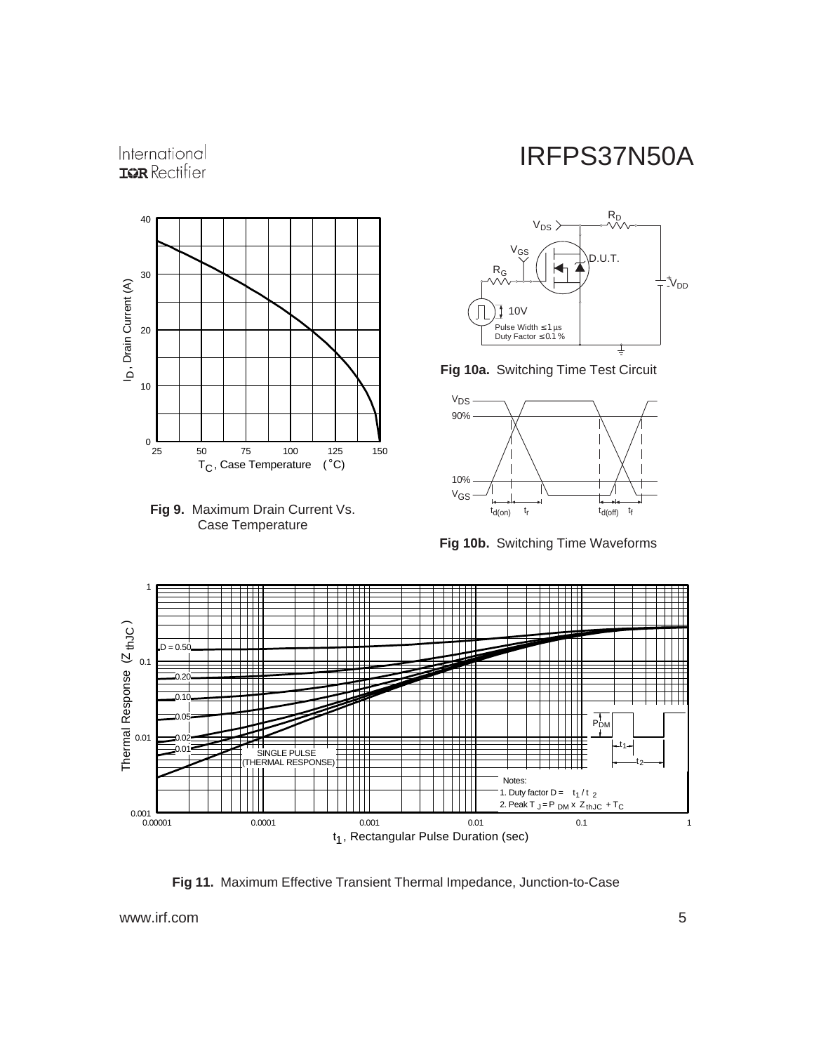**Fig 9.** Maximum Drain Current Vs. Case Temperature

**Fig 10a.** Switching Time Test Circuit

**Fig 10b.** Switching Time Waveforms

**Fig 11.** Maximum Effective Transient Thermal Impedance, Junction-to-Case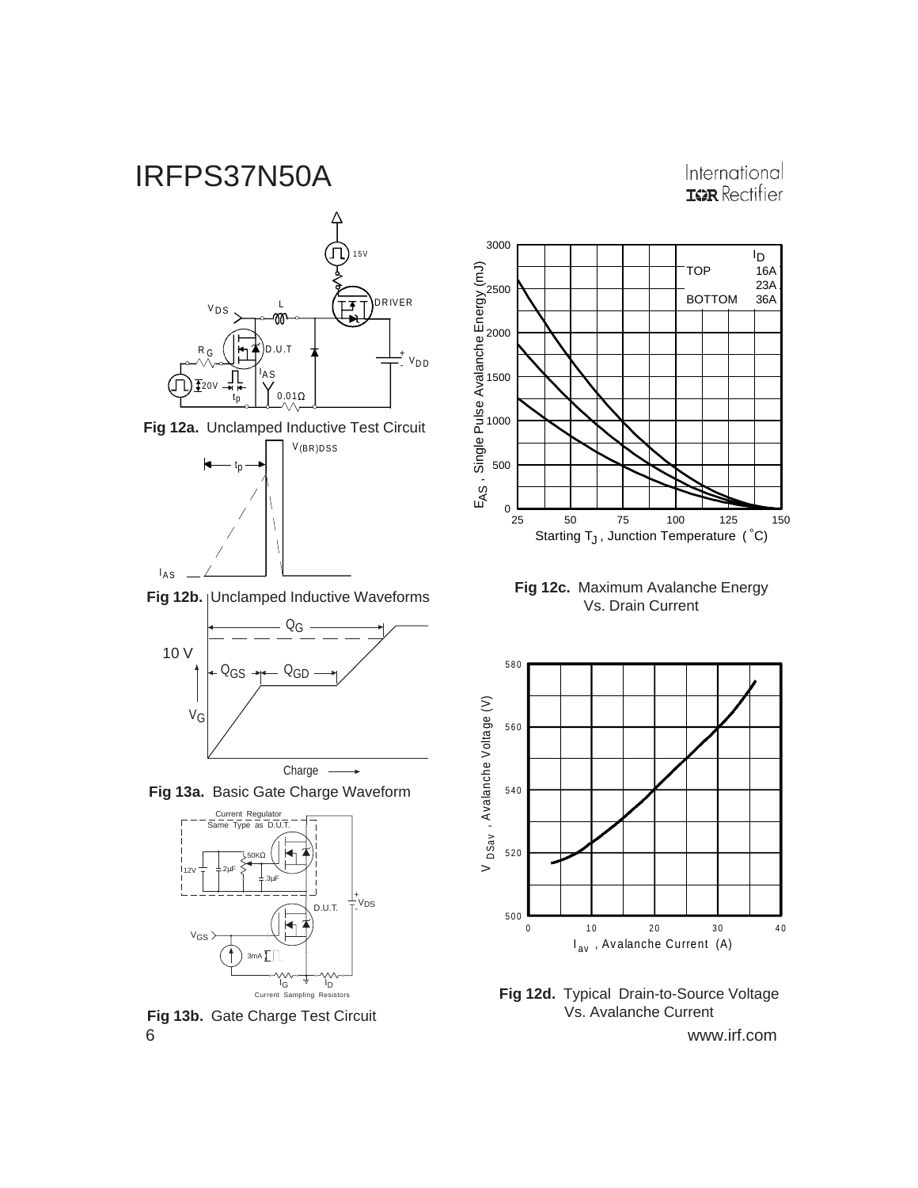Fig 12a. Unclamped Inductive Test Circuit

Fig 12b. Unclamped Inductive Waveforms

Fig 13a. Basic Gate Charge Waveform

Fig 13b. Gate Charge Test Circuit

Fig 12c. Maximum Avalanche Energy Vs. Drain Current

Fig 12d. Typical Drain-to-Source Voltage Vs. Avalanche Current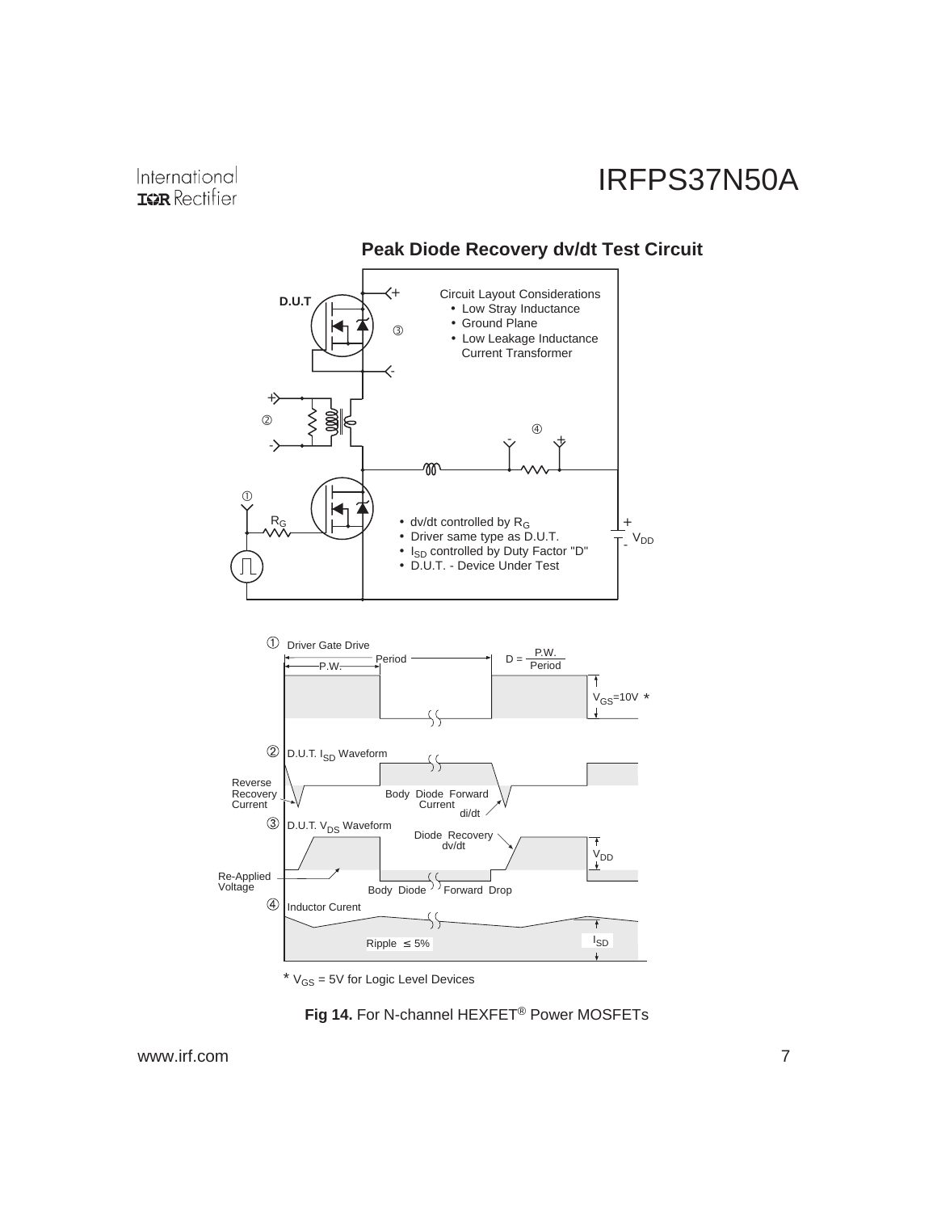## Peak Diode Recovery dv/dt Test Circuit

D.U.T

③

Circuit Layout Considerations
- Low Stray Inductance
- Ground Plane
- Low Leakage Inductance Current Transformer

②

④

①

$R_G$

- dv/dt controlled by $R_G$
- Driver same type as D.U.T.
- $I_{SD}$ controlled by Duty Factor "D"
- D.U.T. - Device Under Test

$V_{DD}$

① Driver Gate Drive

P.W. Period

$D = \frac{P.W.}{Period}$

$V_{GS}$=10V *

② D.U.T. $I_{SD}$ Waveform

Reverse Recovery Current

Body Diode Forward Current

di/dt

③ D.U.T. $V_{DS}$ Waveform

Diode Recovery dv/dt

$V_{DD}$

Re-Applied Voltage

Body Diode Forward Drop

④ Inductor Curent

Ripple ≤ 5%

$I_{SD}$

* $V_{GS}$ = 5V for Logic Level Devices

**Fig 14.** For N-channel HEXFET® Power MOSFETs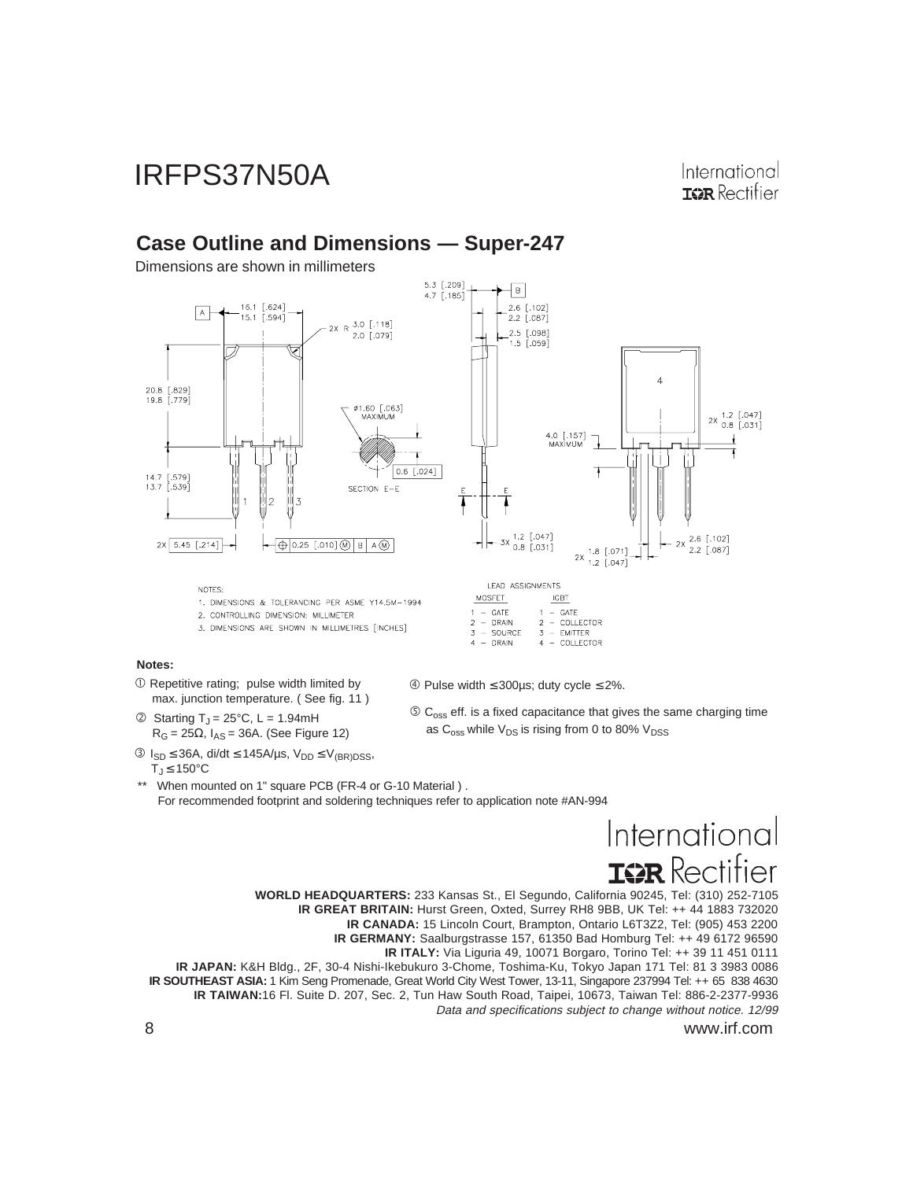## Case Outline and Dimensions — Super-247

Dimensions are shown in millimeters

NOTES:
1. DIMENSIONS & TOLERANCING PER ASME Y14.5M-1994
2. CONTROLLING DIMENSION: MILLIMETER
3. DIMENSIONS ARE SHOWN IN MILLIMETRES [INCHES]

LEAD ASSIGNMENTS

| MOSFET | IGBT |
|---|---|
| 1 - GATE | 1 - GATE |
| 2 - DRAIN | 2 - COLLECTOR |
| 3 - SOURCE | 3 - EMITTER |
| 4 - DRAIN | 4 - COLLECTOR |

**Notes:**

① Repetitive rating; pulse width limited by max. junction temperature. ( See fig. 11 )

② Starting $T_J = 25°C$, $L = 1.94mH$ $R_G = 25\Omega$, $I_{AS} = 36A$. (See Figure 12)

③ $I_{SD} \leq 36A$, $di/dt \leq 145A/\mu s$, $V_{DD} \leq V_{(BR)DSS}$, $T_J \leq 150°C$

④ Pulse width ≤ 300µs; duty cycle ≤ 2%.

⑤ $C_{oss}$ eff. is a fixed capacitance that gives the same charging time as $C_{oss}$ while $V_{DS}$ is rising from 0 to 80% $V_{DSS}$

** When mounted on 1" square PCB (FR-4 or G-10 Material ). For recommended footprint and soldering techniques refer to application note #AN-994

International IOR Rectifier

**WORLD HEADQUARTERS:** 233 Kansas St., El Segundo, California 90245, Tel: (310) 252-7105
**IR GREAT BRITAIN:** Hurst Green, Oxted, Surrey RH8 9BB, UK Tel: ++ 44 1883 732020
**IR CANADA:** 15 Lincoln Court, Brampton, Ontario L6T3Z2, Tel: (905) 453 2200
**IR GERMANY:** Saalburgstrasse 157, 61350 Bad Homburg Tel: ++ 49 6172 96590
**IR ITALY:** Via Liguria 49, 10071 Borgaro, Torino Tel: ++ 39 11 451 0111
**IR JAPAN:** K&H Bldg., 2F, 30-4 Nishi-Ikebukuro 3-Chome, Toshima-Ku, Tokyo Japan 171 Tel: 81 3 3983 0086
**IR SOUTHEAST ASIA:** 1 Kim Seng Promenade, Great World City West Tower, 13-11, Singapore 237994 Tel: ++ 65 838 4630
**IR TAIWAN:** 16 Fl. Suite D. 207, Sec. 2, Tun Haw South Road, Taipei, 10673, Taiwan Tel: 886-2-2377-9936

*Data and specifications subject to change without notice. 12/99*